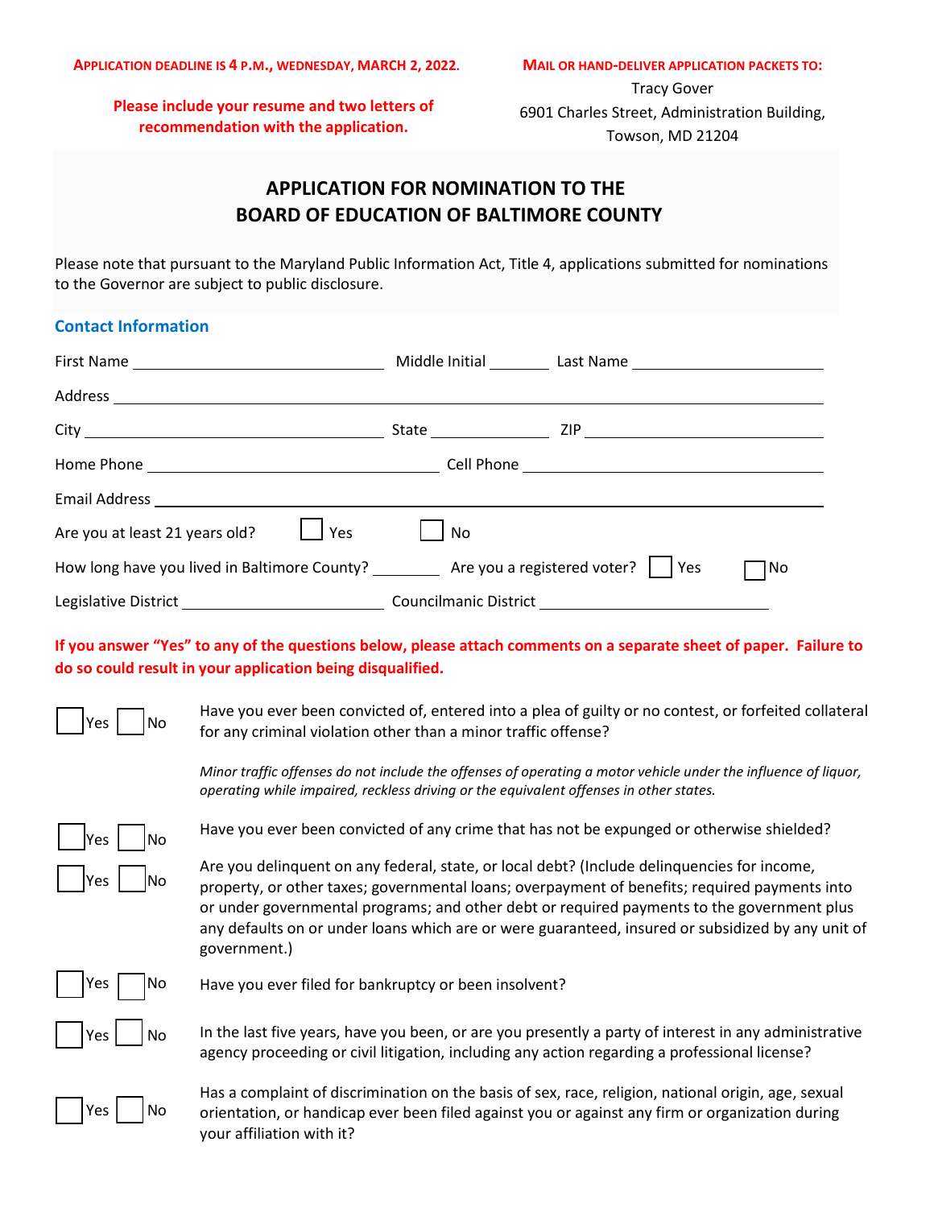**APPLICATION DEADLINE IS 4 P.M., WEDNESDAY, MARCH 2, 2022.**

**Please include your resume and two letters of recommendation with the application.**

**MAIL OR HAND-DELIVER APPLICATION PACKETS TO:**

Tracy Gover
6901 Charles Street, Administration Building,
Towson, MD 21204

# APPLICATION FOR NOMINATION TO THE BOARD OF EDUCATION OF BALTIMORE COUNTY

Please note that pursuant to the Maryland Public Information Act, Title 4, applications submitted for nominations to the Governor are subject to public disclosure.

## Contact Information

First Name ______________________ Middle Initial ______ Last Name ______________________

Address ____________________________________________________________

City ______________________ State __________ ZIP ______________________

Home Phone ______________________ Cell Phone ______________________

Email Address ____________________________________________________________

Are you at least 21 years old? ☐ Yes ☐ No

How long have you lived in Baltimore County? ________ Are you a registered voter? ☐ Yes ☐ No

Legislative District ______________________ Councilmanic District ______________________

**If you answer "Yes" to any of the questions below, please attach comments on a separate sheet of paper. Failure to do so could result in your application being disqualified.**

☐ Yes ☐ No Have you ever been convicted of, entered into a plea of guilty or no contest, or forfeited collateral for any criminal violation other than a minor traffic offense?

*Minor traffic offenses do not include the offenses of operating a motor vehicle under the influence of liquor, operating while impaired, reckless driving or the equivalent offenses in other states.*

☐ Yes ☐ No Have you ever been convicted of any crime that has not be expunged or otherwise shielded?

☐ Yes ☐ No Are you delinquent on any federal, state, or local debt? (Include delinquencies for income, property, or other taxes; governmental loans; overpayment of benefits; required payments into or under governmental programs; and other debt or required payments to the government plus any defaults on or under loans which are or were guaranteed, insured or subsidized by any unit of government.)

☐ Yes ☐ No Have you ever filed for bankruptcy or been insolvent?

☐ Yes ☐ No In the last five years, have you been, or are you presently a party of interest in any administrative agency proceeding or civil litigation, including any action regarding a professional license?

☐ Yes ☐ No Has a complaint of discrimination on the basis of sex, race, religion, national origin, age, sexual orientation, or handicap ever been filed against you or against any firm or organization during your affiliation with it?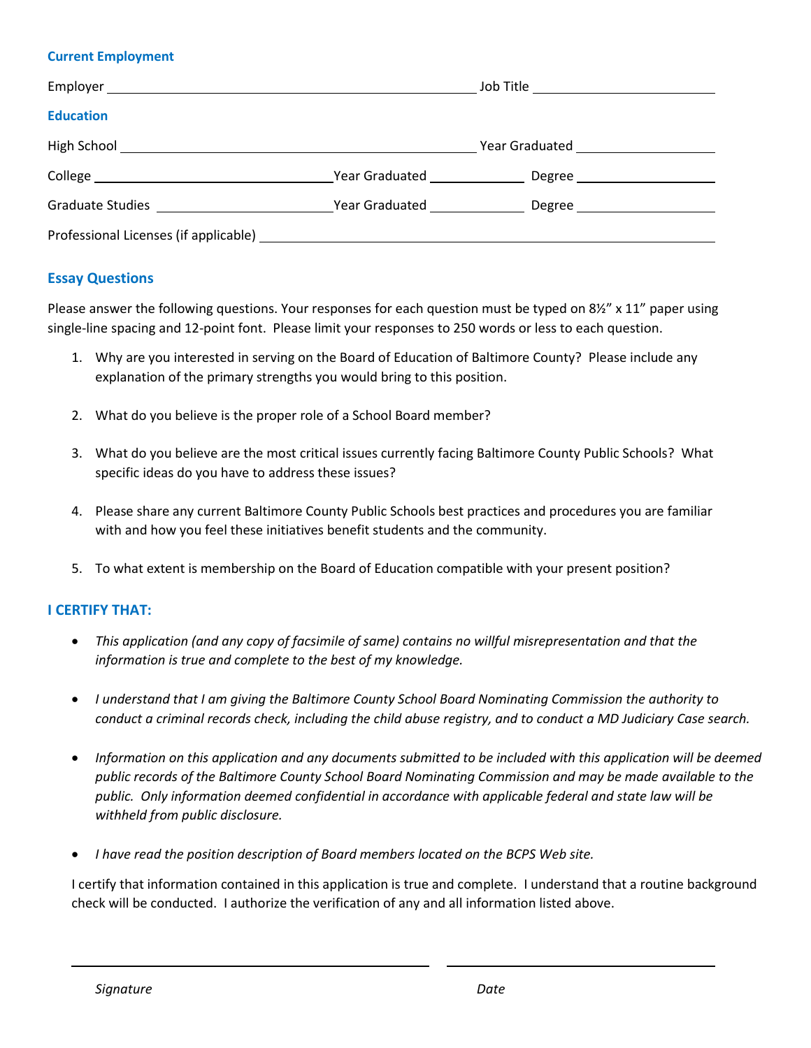### Current Employment

Employer ______________________________ Job Title ______________________

### Education

High School ______________________________ Year Graduated ______________

College ______________________ Year Graduated __________ Degree ______________

Graduate Studies ______________ Year Graduated __________ Degree ______________

Professional Licenses (if applicable) ____________________________________________

### Essay Questions

Please answer the following questions. Your responses for each question must be typed on 8½" x 11" paper using single-line spacing and 12-point font. Please limit your responses to 250 words or less to each question.

1. Why are you interested in serving on the Board of Education of Baltimore County? Please include any explanation of the primary strengths you would bring to this position.
2. What do you believe is the proper role of a School Board member?
3. What do you believe are the most critical issues currently facing Baltimore County Public Schools? What specific ideas do you have to address these issues?
4. Please share any current Baltimore County Public Schools best practices and procedures you are familiar with and how you feel these initiatives benefit students and the community.
5. To what extent is membership on the Board of Education compatible with your present position?

### I CERTIFY THAT:

- *This application (and any copy of facsimile of same) contains no willful misrepresentation and that the information is true and complete to the best of my knowledge.*
- *I understand that I am giving the Baltimore County School Board Nominating Commission the authority to conduct a criminal records check, including the child abuse registry, and to conduct a MD Judiciary Case search.*
- *Information on this application and any documents submitted to be included with this application will be deemed public records of the Baltimore County School Board Nominating Commission and may be made available to the public. Only information deemed confidential in accordance with applicable federal and state law will be withheld from public disclosure.*
- *I have read the position description of Board members located on the BCPS Web site.*

I certify that information contained in this application is true and complete. I understand that a routine background check will be conducted. I authorize the verification of any and all information listed above.

______________________________ ______________________________

*Signature* *Date*